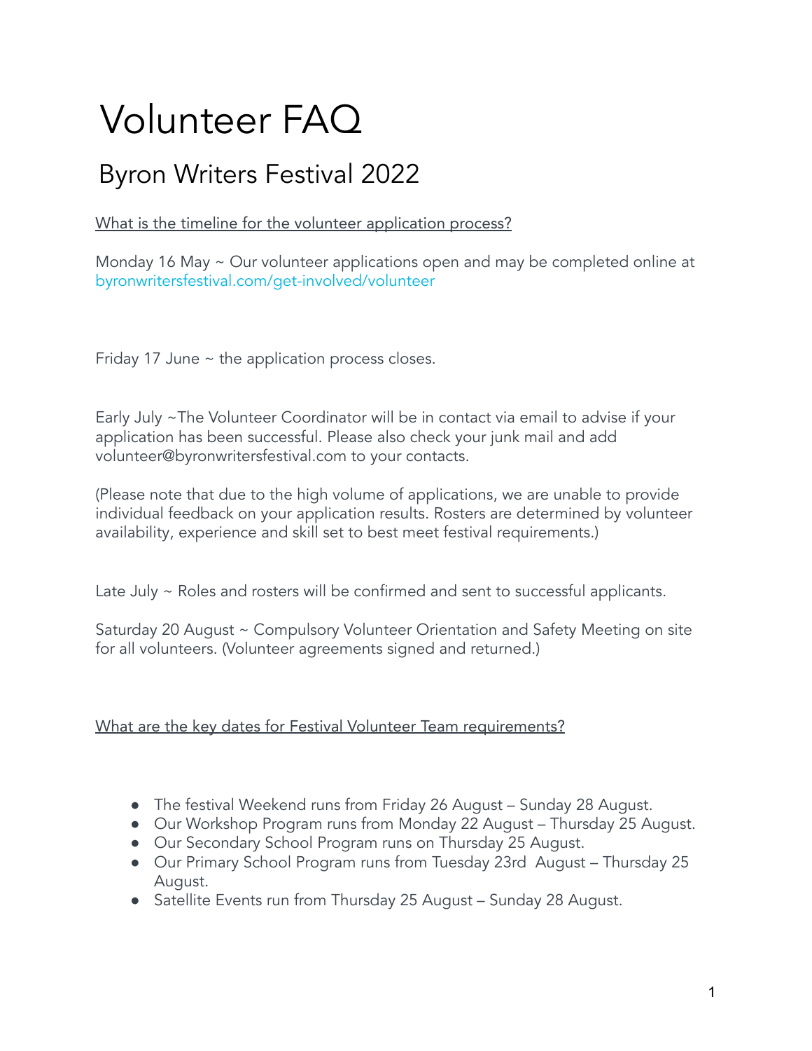# Volunteer FAQ

## Byron Writers Festival 2022

What is the timeline for the volunteer application process?

Monday 16 May ~ Our volunteer applications open and may be completed online at byronwritersfestival.com/get-involved/volunteer

Friday 17 June ~ the application process closes.

Early July ~The Volunteer Coordinator will be in contact via email to advise if your application has been successful. Please also check your junk mail and add volunteer@byronwritersfestival.com to your contacts.

(Please note that due to the high volume of applications, we are unable to provide individual feedback on your application results. Rosters are determined by volunteer availability, experience and skill set to best meet festival requirements.)

Late July ~ Roles and rosters will be confirmed and sent to successful applicants.

Saturday 20 August ~ Compulsory Volunteer Orientation and Safety Meeting on site for all volunteers. (Volunteer agreements signed and returned.)

What are the key dates for Festival Volunteer Team requirements?

- The festival Weekend runs from Friday 26 August – Sunday 28 August.
- Our Workshop Program runs from Monday 22 August – Thursday 25 August.
- Our Secondary School Program runs on Thursday 25 August.
- Our Primary School Program runs from Tuesday 23rd August – Thursday 25 August.
- Satellite Events run from Thursday 25 August – Sunday 28 August.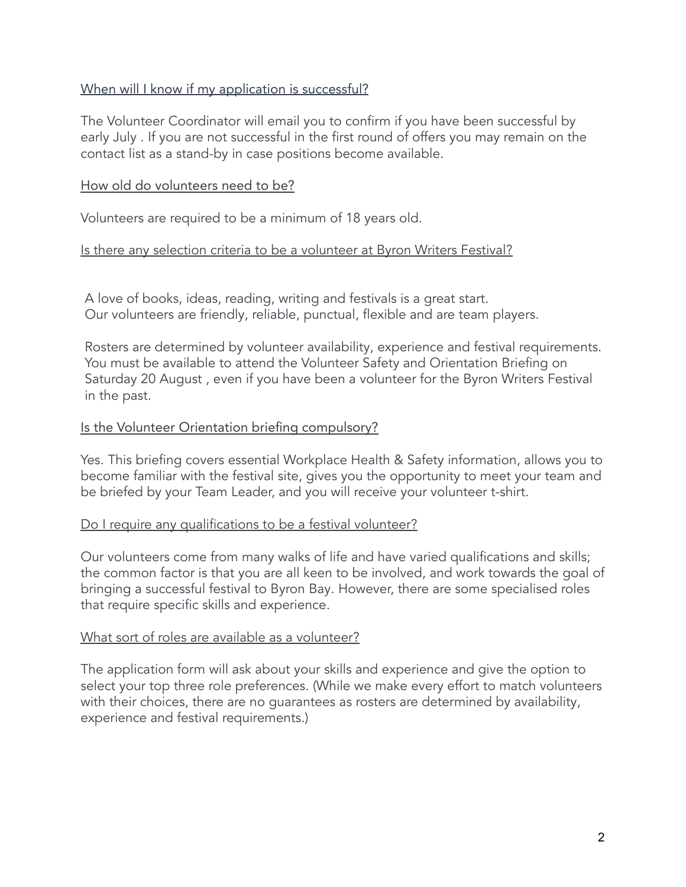<u>When will I know if my application is successful?</u>

The Volunteer Coordinator will email you to confirm if you have been successful by early July . If you are not successful in the first round of offers you may remain on the contact list as a stand-by in case positions become available.

<u>How old do volunteers need to be?</u>

Volunteers are required to be a minimum of 18 years old.

<u>Is there any selection criteria to be a volunteer at Byron Writers Festival?</u>

A love of books, ideas, reading, writing and festivals is a great start.
Our volunteers are friendly, reliable, punctual, flexible and are team players.

Rosters are determined by volunteer availability, experience and festival requirements. You must be available to attend the Volunteer Safety and Orientation Briefing on Saturday 20 August , even if you have been a volunteer for the Byron Writers Festival in the past.

<u>Is the Volunteer Orientation briefing compulsory?</u>

Yes. This briefing covers essential Workplace Health & Safety information, allows you to become familiar with the festival site, gives you the opportunity to meet your team and be briefed by your Team Leader, and you will receive your volunteer t-shirt.

<u>Do I require any qualifications to be a festival volunteer?</u>

Our volunteers come from many walks of life and have varied qualifications and skills; the common factor is that you are all keen to be involved, and work towards the goal of bringing a successful festival to Byron Bay. However, there are some specialised roles that require specific skills and experience.

<u>What sort of roles are available as a volunteer?</u>

The application form will ask about your skills and experience and give the option to select your top three role preferences. (While we make every effort to match volunteers with their choices, there are no guarantees as rosters are determined by availability, experience and festival requirements.)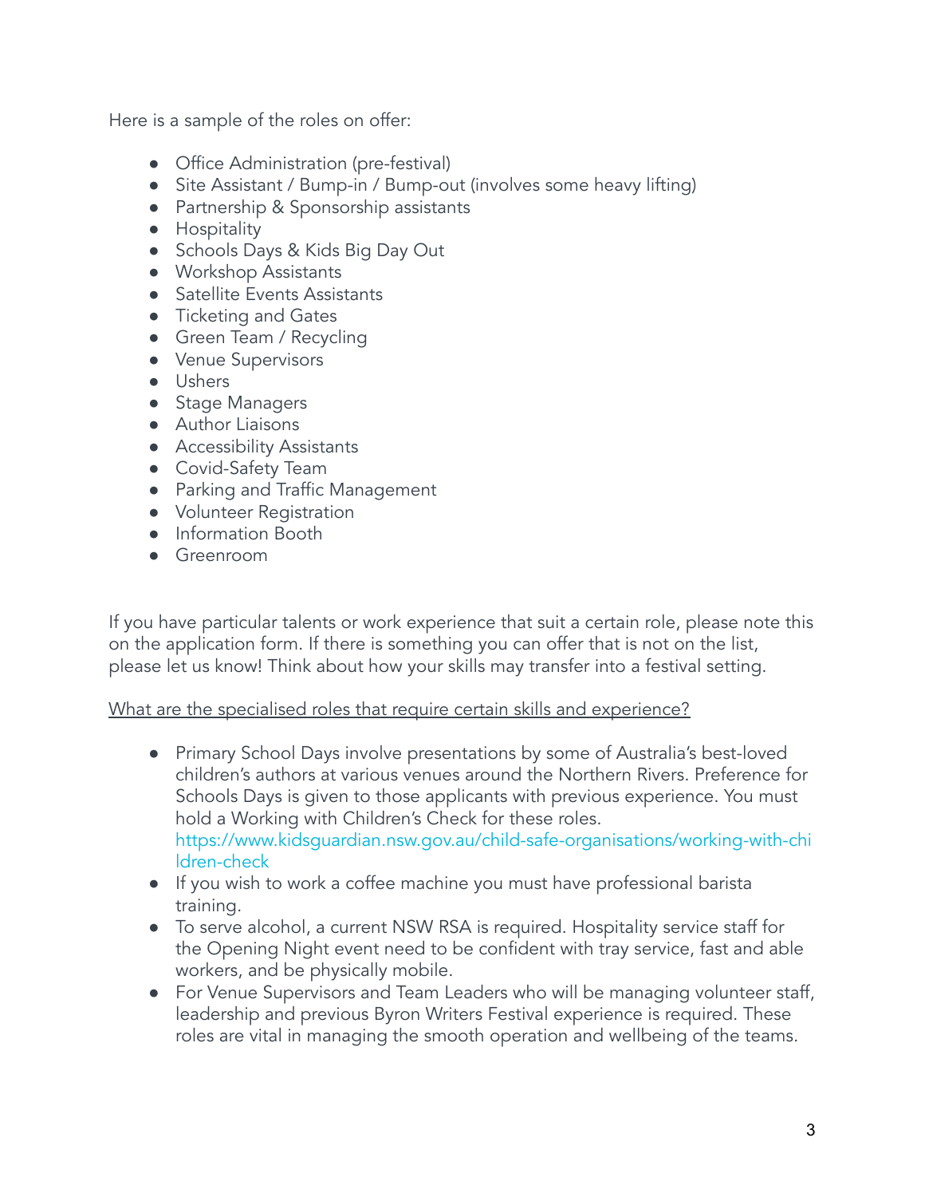Here is a sample of the roles on offer:

- Office Administration (pre-festival)
- Site Assistant / Bump-in / Bump-out (involves some heavy lifting)
- Partnership & Sponsorship assistants
- Hospitality
- Schools Days & Kids Big Day Out
- Workshop Assistants
- Satellite Events Assistants
- Ticketing and Gates
- Green Team / Recycling
- Venue Supervisors
- Ushers
- Stage Managers
- Author Liaisons
- Accessibility Assistants
- Covid-Safety Team
- Parking and Traffic Management
- Volunteer Registration
- Information Booth
- Greenroom

If you have particular talents or work experience that suit a certain role, please note this on the application form. If there is something you can offer that is not on the list, please let us know! Think about how your skills may transfer into a festival setting.

<u>What are the specialised roles that require certain skills and experience?</u>

- Primary School Days involve presentations by some of Australia's best-loved children's authors at various venues around the Northern Rivers. Preference for Schools Days is given to those applicants with previous experience. You must hold a Working with Children's Check for these roles. https://www.kidsguardian.nsw.gov.au/child-safe-organisations/working-with-children-check
- If you wish to work a coffee machine you must have professional barista training.
- To serve alcohol, a current NSW RSA is required. Hospitality service staff for the Opening Night event need to be confident with tray service, fast and able workers, and be physically mobile.
- For Venue Supervisors and Team Leaders who will be managing volunteer staff, leadership and previous Byron Writers Festival experience is required. These roles are vital in managing the smooth operation and wellbeing of the teams.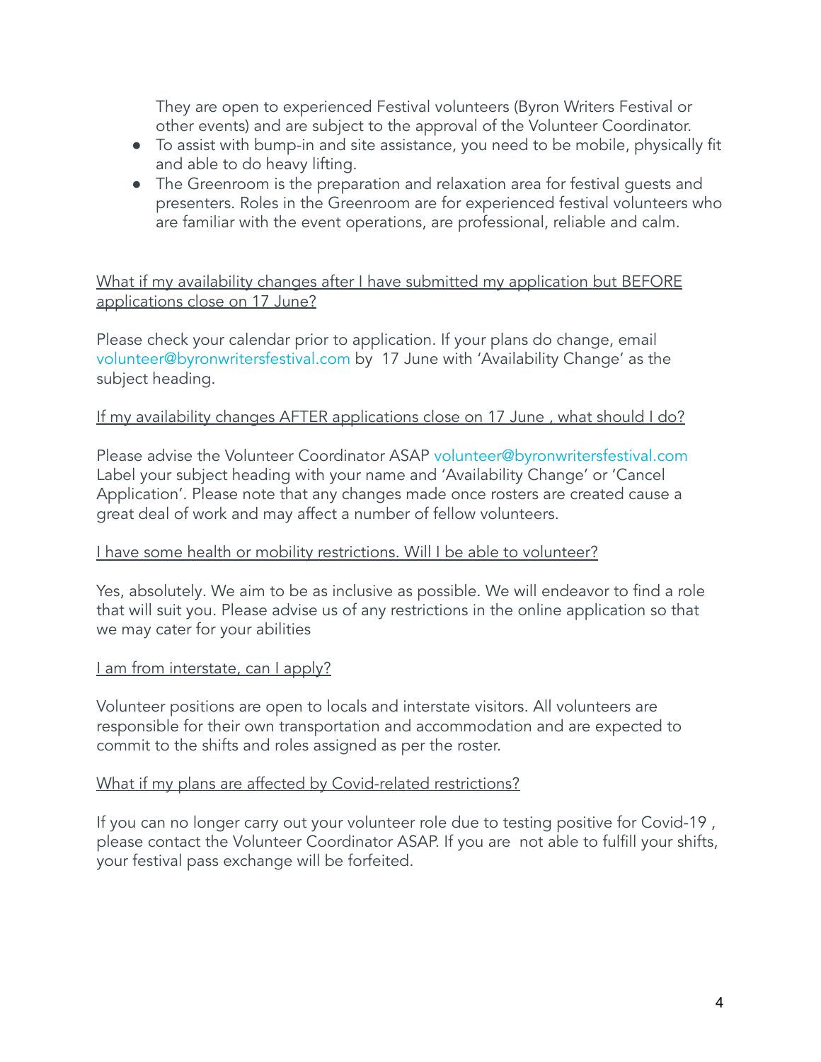They are open to experienced Festival volunteers (Byron Writers Festival or other events) and are subject to the approval of the Volunteer Coordinator.

- To assist with bump-in and site assistance, you need to be mobile, physically fit and able to do heavy lifting.
- The Greenroom is the preparation and relaxation area for festival guests and presenters. Roles in the Greenroom are for experienced festival volunteers who are familiar with the event operations, are professional, reliable and calm.

What if my availability changes after I have submitted my application but BEFORE applications close on 17 June?

Please check your calendar prior to application. If your plans do change, email volunteer@byronwritersfestival.com by 17 June with 'Availability Change' as the subject heading.

If my availability changes AFTER applications close on 17 June , what should I do?

Please advise the Volunteer Coordinator ASAP volunteer@byronwritersfestival.com Label your subject heading with your name and 'Availability Change' or 'Cancel Application'. Please note that any changes made once rosters are created cause a great deal of work and may affect a number of fellow volunteers.

I have some health or mobility restrictions. Will I be able to volunteer?

Yes, absolutely. We aim to be as inclusive as possible. We will endeavor to find a role that will suit you. Please advise us of any restrictions in the online application so that we may cater for your abilities

I am from interstate, can I apply?

Volunteer positions are open to locals and interstate visitors. All volunteers are responsible for their own transportation and accommodation and are expected to commit to the shifts and roles assigned as per the roster.

What if my plans are affected by Covid-related restrictions?

If you can no longer carry out your volunteer role due to testing positive for Covid-19 , please contact the Volunteer Coordinator ASAP. If you are not able to fulfill your shifts, your festival pass exchange will be forfeited.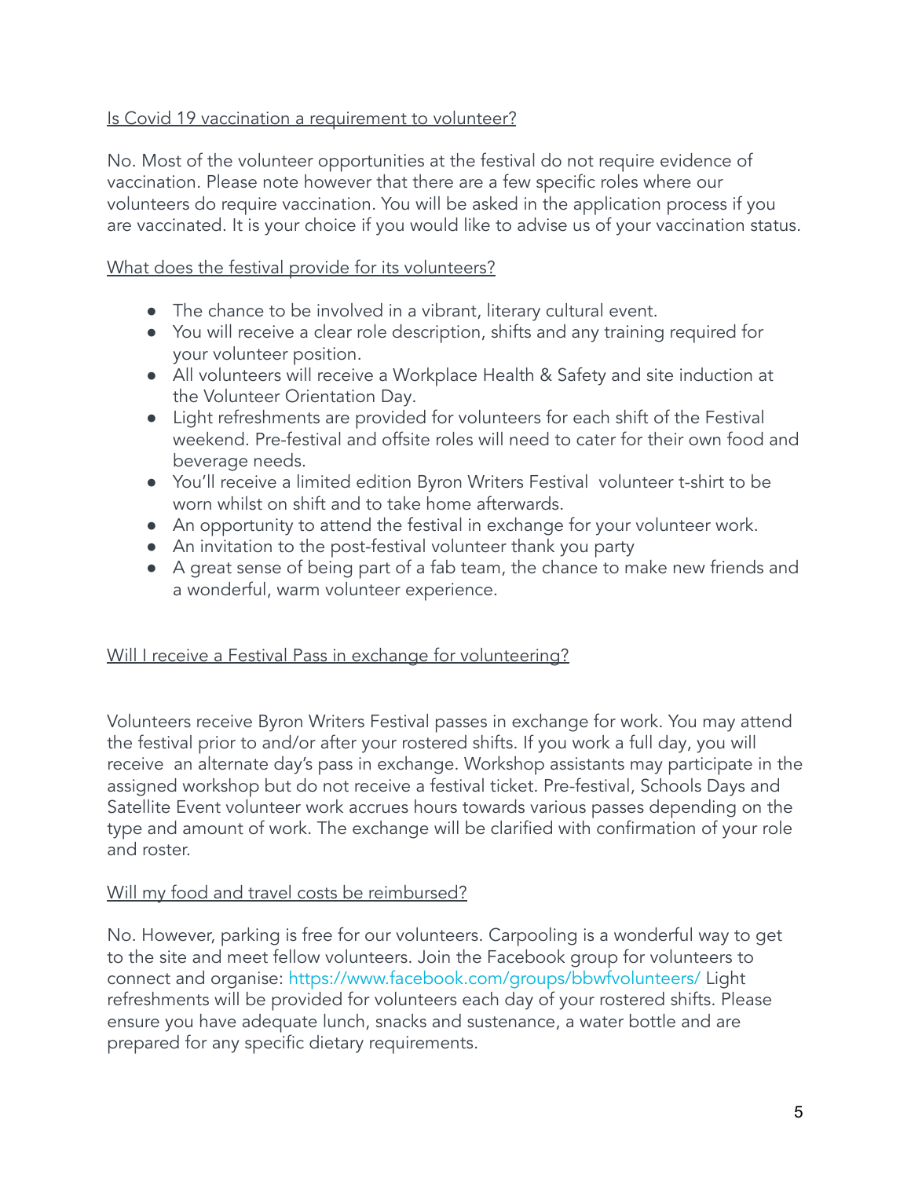Is Covid 19 vaccination a requirement to volunteer?

No. Most of the volunteer opportunities at the festival do not require evidence of vaccination. Please note however that there are a few specific roles where our volunteers do require vaccination. You will be asked in the application process if you are vaccinated. It is your choice if you would like to advise us of your vaccination status.

What does the festival provide for its volunteers?

- The chance to be involved in a vibrant, literary cultural event.
- You will receive a clear role description, shifts and any training required for your volunteer position.
- All volunteers will receive a Workplace Health & Safety and site induction at the Volunteer Orientation Day.
- Light refreshments are provided for volunteers for each shift of the Festival weekend. Pre-festival and offsite roles will need to cater for their own food and beverage needs.
- You'll receive a limited edition Byron Writers Festival volunteer t-shirt to be worn whilst on shift and to take home afterwards.
- An opportunity to attend the festival in exchange for your volunteer work.
- An invitation to the post-festival volunteer thank you party
- A great sense of being part of a fab team, the chance to make new friends and a wonderful, warm volunteer experience.

Will I receive a Festival Pass in exchange for volunteering?

Volunteers receive Byron Writers Festival passes in exchange for work. You may attend the festival prior to and/or after your rostered shifts. If you work a full day, you will receive an alternate day's pass in exchange. Workshop assistants may participate in the assigned workshop but do not receive a festival ticket. Pre-festival, Schools Days and Satellite Event volunteer work accrues hours towards various passes depending on the type and amount of work. The exchange will be clarified with confirmation of your role and roster.

Will my food and travel costs be reimbursed?

No. However, parking is free for our volunteers. Carpooling is a wonderful way to get to the site and meet fellow volunteers. Join the Facebook group for volunteers to connect and organise: https://www.facebook.com/groups/bbwfvolunteers/ Light refreshments will be provided for volunteers each day of your rostered shifts. Please ensure you have adequate lunch, snacks and sustenance, a water bottle and are prepared for any specific dietary requirements.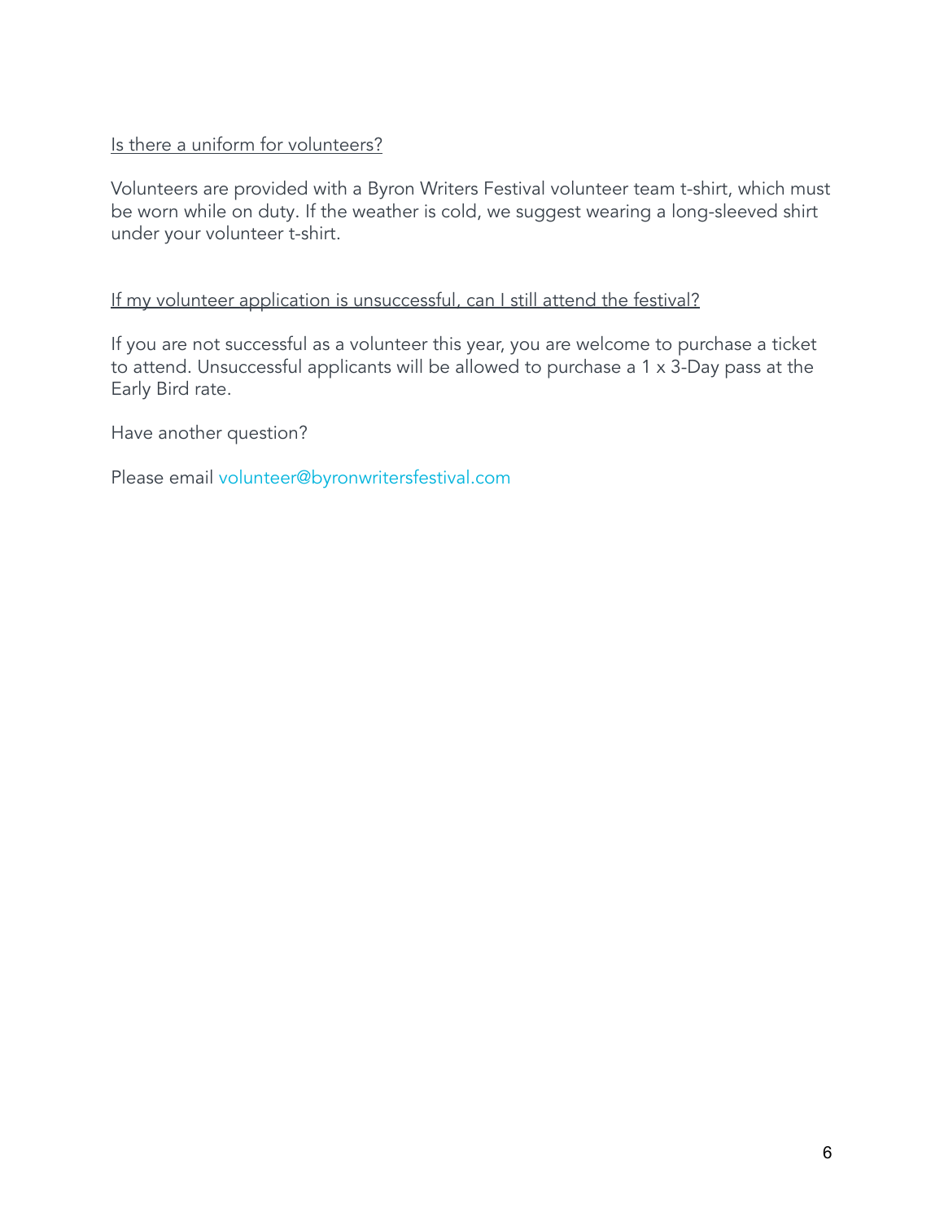Is there a uniform for volunteers?

Volunteers are provided with a Byron Writers Festival volunteer team t-shirt, which must be worn while on duty. If the weather is cold, we suggest wearing a long-sleeved shirt under your volunteer t-shirt.

If my volunteer application is unsuccessful, can I still attend the festival?

If you are not successful as a volunteer this year, you are welcome to purchase a ticket to attend. Unsuccessful applicants will be allowed to purchase a 1 x 3-Day pass at the Early Bird rate.

Have another question?

Please email volunteer@byronwritersfestival.com